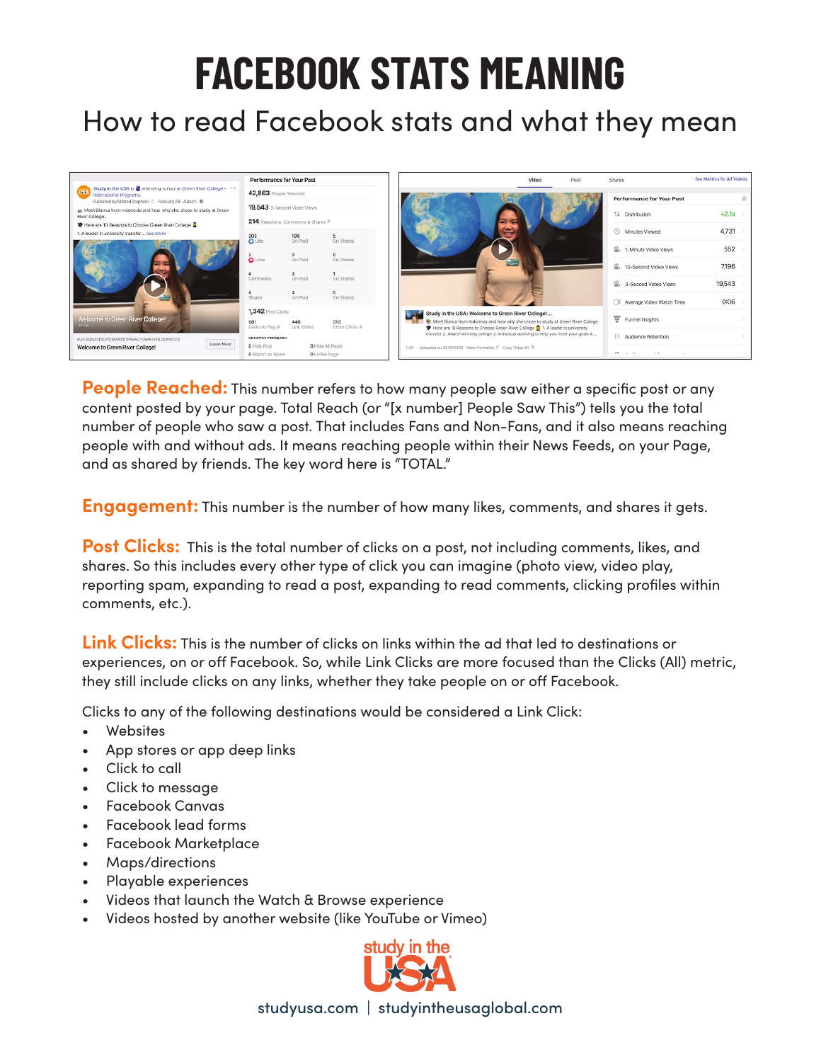# FACEBOOK STATS MEANING

## How to read Facebook stats and what they mean

**People Reached:** This number refers to how many people saw either a specific post or any content posted by your page. Total Reach (or "[x number] People Saw This") tells you the total number of people who saw a post. That includes Fans and Non-Fans, and it also means reaching people with and without ads. It means reaching people within their News Feeds, on your Page, and as shared by friends. The key word here is "TOTAL."

**Engagement:** This number is the number of how many likes, comments, and shares it gets.

**Post Clicks:** This is the total number of clicks on a post, not including comments, likes, and shares. So this includes every other type of click you can imagine (photo view, video play, reporting spam, expanding to read a post, expanding to read comments, clicking profiles within comments, etc.).

**Link Clicks:** This is the number of clicks on links within the ad that led to destinations or experiences, on or off Facebook. So, while Link Clicks are more focused than the Clicks (All) metric, they still include clicks on any links, whether they take people on or off Facebook.

Clicks to any of the following destinations would be considered a Link Click:

- Websites
- App stores or app deep links
- Click to call
- Click to message
- Facebook Canvas
- Facebook lead forms
- Facebook Marketplace
- Maps/directions
- Playable experiences
- Videos that launch the Watch & Browse experience
- Videos hosted by another website (like YouTube or Vimeo)

studyusa.com | studyintheusaglobal.com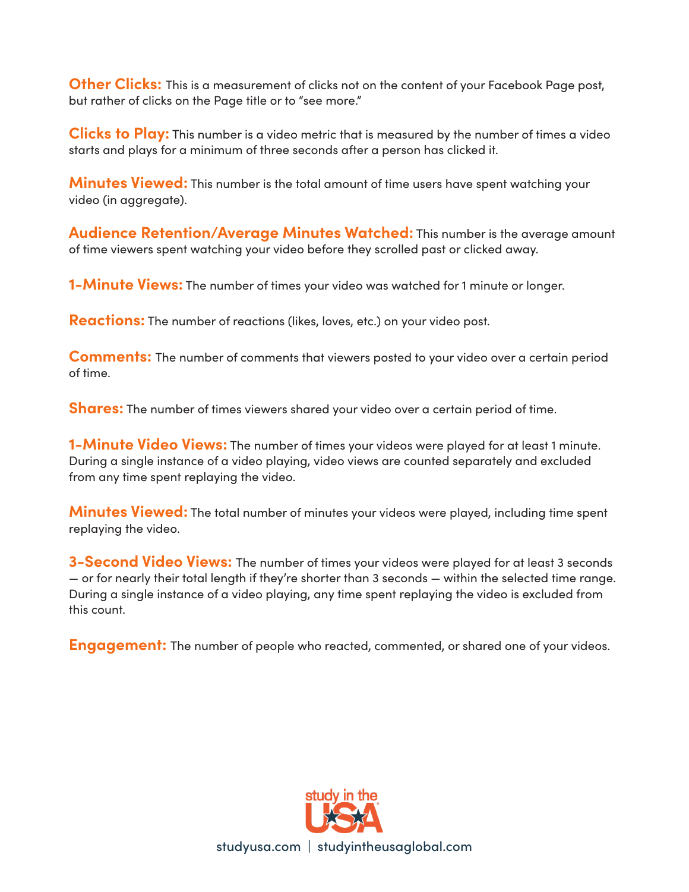**Other Clicks:** This is a measurement of clicks not on the content of your Facebook Page post, but rather of clicks on the Page title or to "see more."

**Clicks to Play:** This number is a video metric that is measured by the number of times a video starts and plays for a minimum of three seconds after a person has clicked it.

**Minutes Viewed:** This number is the total amount of time users have spent watching your video (in aggregate).

**Audience Retention/Average Minutes Watched:** This number is the average amount of time viewers spent watching your video before they scrolled past or clicked away.

**1-Minute Views:** The number of times your video was watched for 1 minute or longer.

**Reactions:** The number of reactions (likes, loves, etc.) on your video post.

**Comments:** The number of comments that viewers posted to your video over a certain period of time.

**Shares:** The number of times viewers shared your video over a certain period of time.

**1-Minute Video Views:** The number of times your videos were played for at least 1 minute. During a single instance of a video playing, video views are counted separately and excluded from any time spent replaying the video.

**Minutes Viewed:** The total number of minutes your videos were played, including time spent replaying the video.

**3-Second Video Views:** The number of times your videos were played for at least 3 seconds — or for nearly their total length if they're shorter than 3 seconds — within the selected time range. During a single instance of a video playing, any time spent replaying the video is excluded from this count.

**Engagement:** The number of people who reacted, commented, or shared one of your videos.

studyusa.com | studyintheusaglobal.com